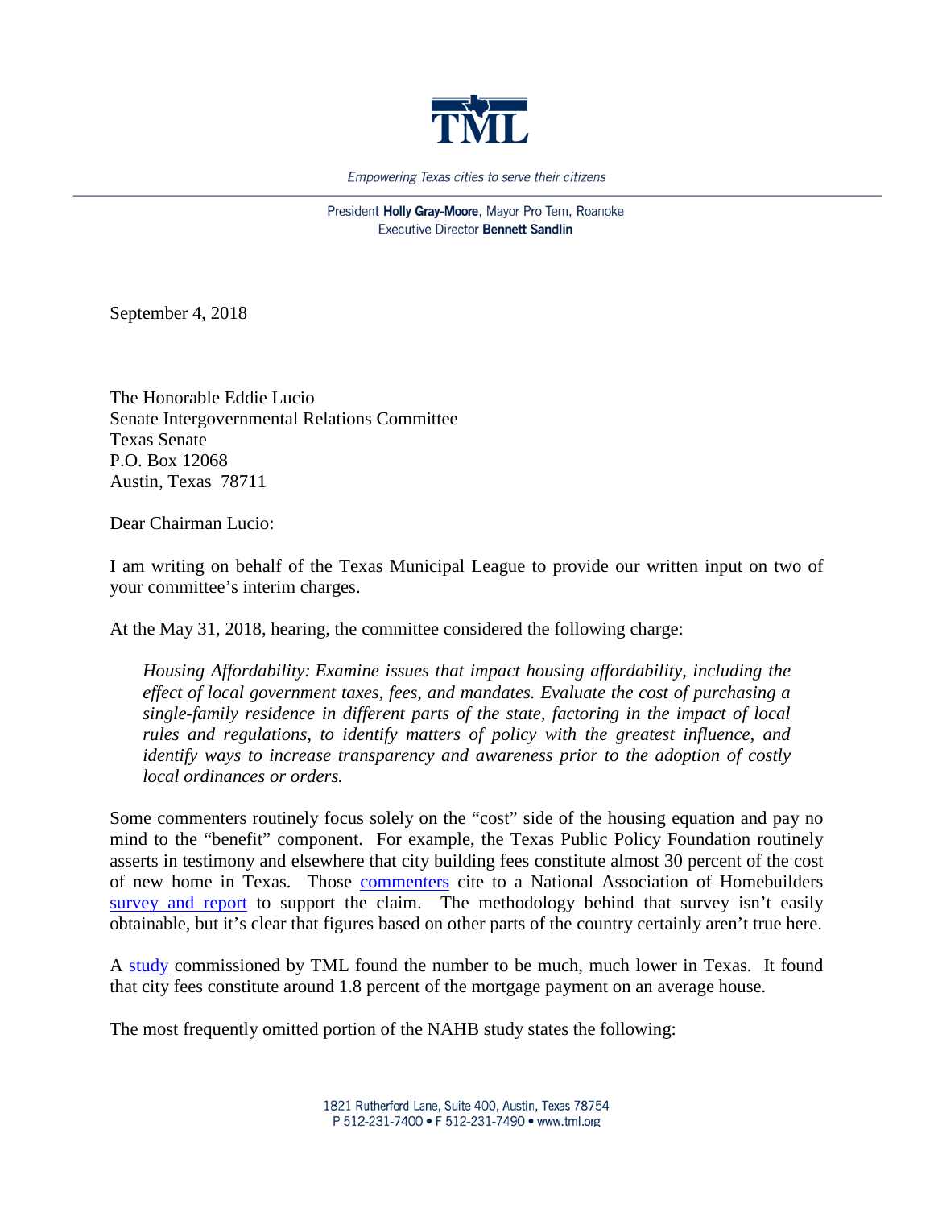TML

*Empowering Texas cities to serve their citizens*

President **Holly Gray-Moore**, Mayor Pro Tem, Roanoke
Executive Director **Bennett Sandlin**

September 4, 2018

The Honorable Eddie Lucio
Senate Intergovernmental Relations Committee
Texas Senate
P.O. Box 12068
Austin, Texas 78711

Dear Chairman Lucio:

I am writing on behalf of the Texas Municipal League to provide our written input on two of your committee's interim charges.

At the May 31, 2018, hearing, the committee considered the following charge:

> *Housing Affordability: Examine issues that impact housing affordability, including the effect of local government taxes, fees, and mandates. Evaluate the cost of purchasing a single-family residence in different parts of the state, factoring in the impact of local rules and regulations, to identify matters of policy with the greatest influence, and identify ways to increase transparency and awareness prior to the adoption of costly local ordinances or orders.*

Some commenters routinely focus solely on the "cost" side of the housing equation and pay no mind to the "benefit" component. For example, the Texas Public Policy Foundation routinely asserts in testimony and elsewhere that city building fees constitute almost 30 percent of the cost of new home in Texas. Those commenters cite to a National Association of Homebuilders survey and report to support the claim. The methodology behind that survey isn't easily obtainable, but it's clear that figures based on other parts of the country certainly aren't true here.

A study commissioned by TML found the number to be much, much lower in Texas. It found that city fees constitute around 1.8 percent of the mortgage payment on an average house.

The most frequently omitted portion of the NAHB study states the following: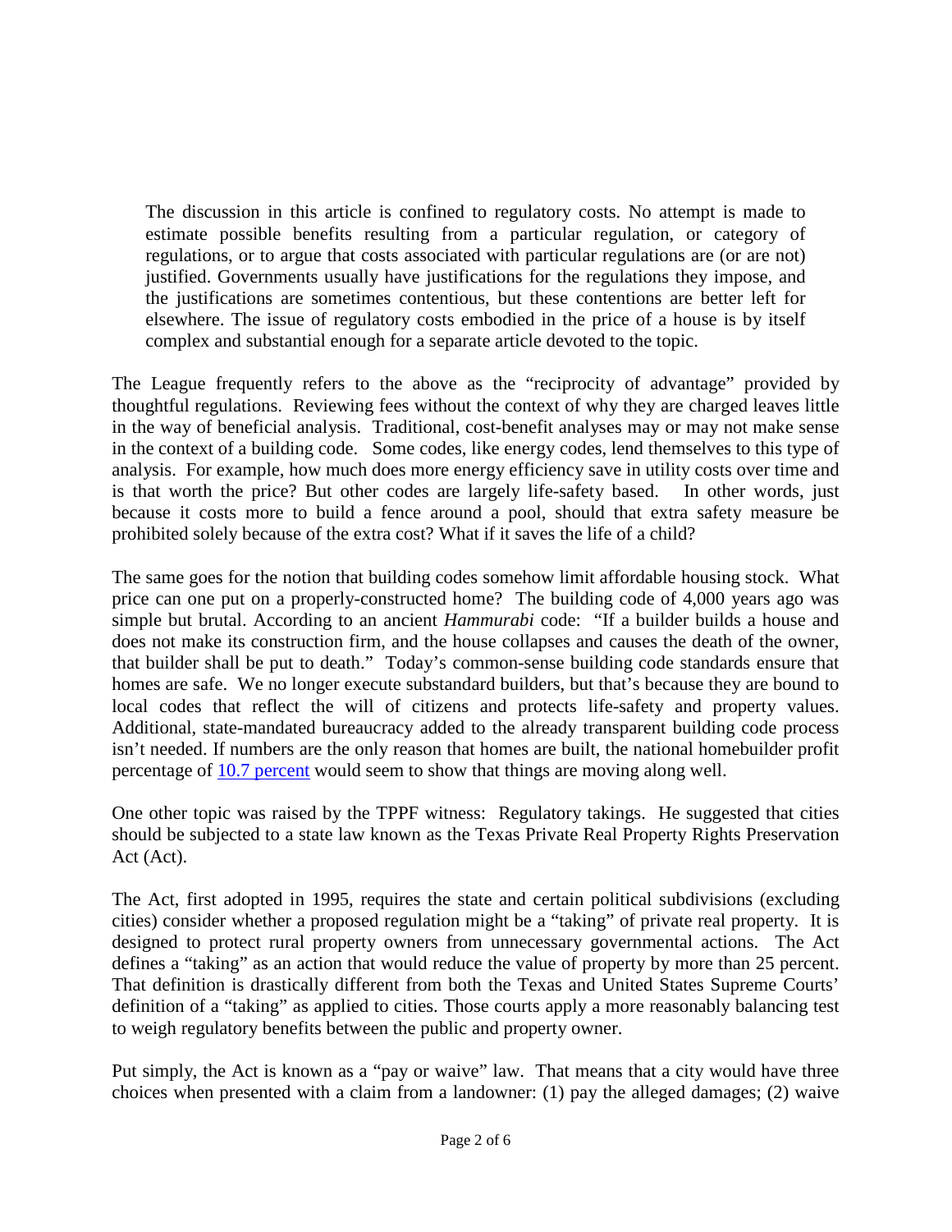> The discussion in this article is confined to regulatory costs. No attempt is made to estimate possible benefits resulting from a particular regulation, or category of regulations, or to argue that costs associated with particular regulations are (or are not) justified. Governments usually have justifications for the regulations they impose, and the justifications are sometimes contentious, but these contentions are better left for elsewhere. The issue of regulatory costs embodied in the price of a house is by itself complex and substantial enough for a separate article devoted to the topic.

The League frequently refers to the above as the "reciprocity of advantage" provided by thoughtful regulations. Reviewing fees without the context of why they are charged leaves little in the way of beneficial analysis. Traditional, cost-benefit analyses may or may not make sense in the context of a building code. Some codes, like energy codes, lend themselves to this type of analysis. For example, how much does more energy efficiency save in utility costs over time and is that worth the price? But other codes are largely life-safety based. In other words, just because it costs more to build a fence around a pool, should that extra safety measure be prohibited solely because of the extra cost? What if it saves the life of a child?

The same goes for the notion that building codes somehow limit affordable housing stock. What price can one put on a properly-constructed home? The building code of 4,000 years ago was simple but brutal. According to an ancient *Hammurabi* code: "If a builder builds a house and does not make its construction firm, and the house collapses and causes the death of the owner, that builder shall be put to death." Today's common-sense building code standards ensure that homes are safe. We no longer execute substandard builders, but that's because they are bound to local codes that reflect the will of citizens and protects life-safety and property values. Additional, state-mandated bureaucracy added to the already transparent building code process isn't needed. If numbers are the only reason that homes are built, the national homebuilder profit percentage of 10.7 percent would seem to show that things are moving along well.

One other topic was raised by the TPPF witness: Regulatory takings. He suggested that cities should be subjected to a state law known as the Texas Private Real Property Rights Preservation Act (Act).

The Act, first adopted in 1995, requires the state and certain political subdivisions (excluding cities) consider whether a proposed regulation might be a "taking" of private real property. It is designed to protect rural property owners from unnecessary governmental actions. The Act defines a "taking" as an action that would reduce the value of property by more than 25 percent. That definition is drastically different from both the Texas and United States Supreme Courts' definition of a "taking" as applied to cities. Those courts apply a more reasonably balancing test to weigh regulatory benefits between the public and property owner.

Put simply, the Act is known as a "pay or waive" law. That means that a city would have three choices when presented with a claim from a landowner: (1) pay the alleged damages; (2) waive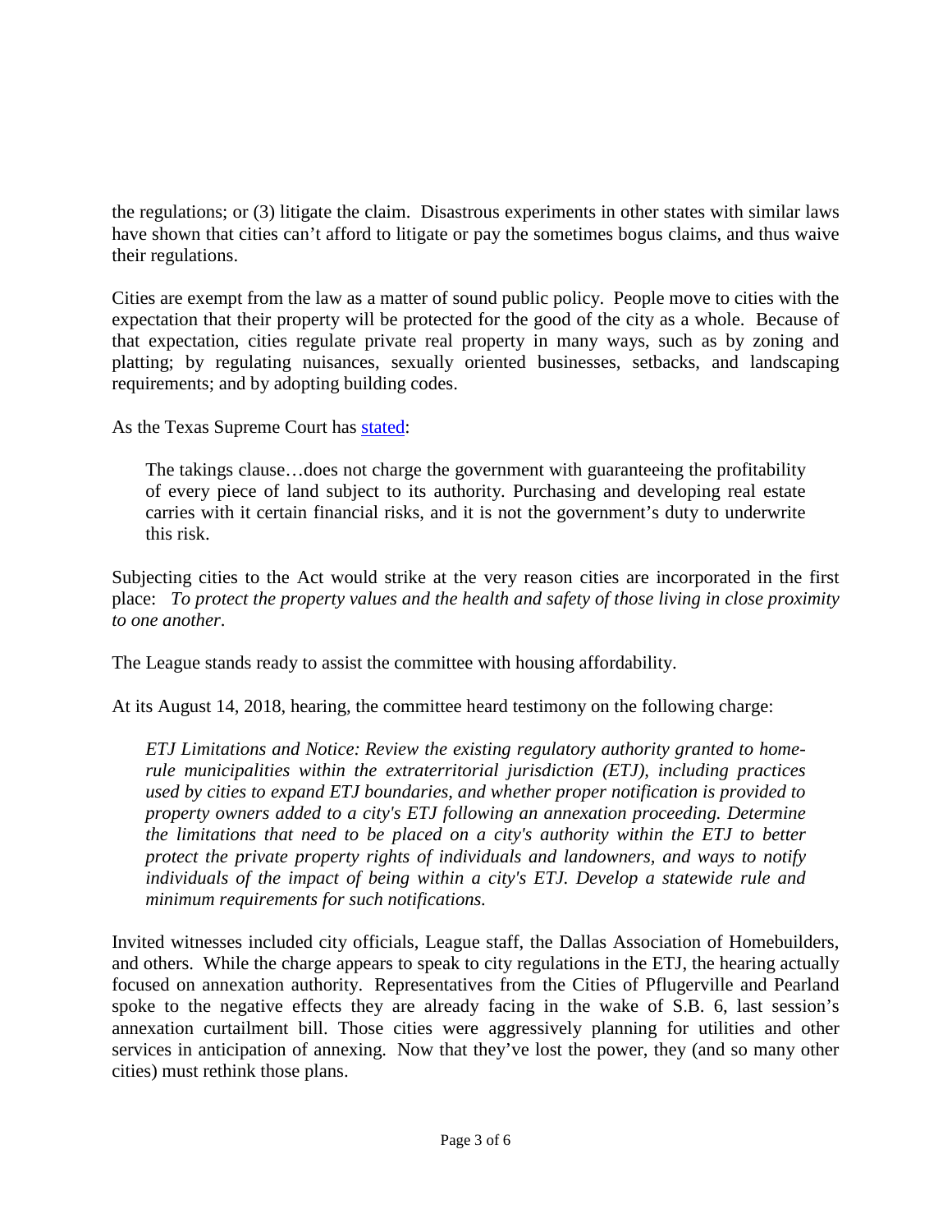the regulations; or (3) litigate the claim. Disastrous experiments in other states with similar laws have shown that cities can't afford to litigate or pay the sometimes bogus claims, and thus waive their regulations.

Cities are exempt from the law as a matter of sound public policy. People move to cities with the expectation that their property will be protected for the good of the city as a whole. Because of that expectation, cities regulate private real property in many ways, such as by zoning and platting; by regulating nuisances, sexually oriented businesses, setbacks, and landscaping requirements; and by adopting building codes.

As the Texas Supreme Court has stated:

> The takings clause…does not charge the government with guaranteeing the profitability of every piece of land subject to its authority. Purchasing and developing real estate carries with it certain financial risks, and it is not the government's duty to underwrite this risk.

Subjecting cities to the Act would strike at the very reason cities are incorporated in the first place: *To protect the property values and the health and safety of those living in close proximity to one another.*

The League stands ready to assist the committee with housing affordability.

At its August 14, 2018, hearing, the committee heard testimony on the following charge:

> *ETJ Limitations and Notice: Review the existing regulatory authority granted to home-rule municipalities within the extraterritorial jurisdiction (ETJ), including practices used by cities to expand ETJ boundaries, and whether proper notification is provided to property owners added to a city's ETJ following an annexation proceeding. Determine the limitations that need to be placed on a city's authority within the ETJ to better protect the private property rights of individuals and landowners, and ways to notify individuals of the impact of being within a city's ETJ. Develop a statewide rule and minimum requirements for such notifications.*

Invited witnesses included city officials, League staff, the Dallas Association of Homebuilders, and others. While the charge appears to speak to city regulations in the ETJ, the hearing actually focused on annexation authority. Representatives from the Cities of Pflugerville and Pearland spoke to the negative effects they are already facing in the wake of S.B. 6, last session's annexation curtailment bill. Those cities were aggressively planning for utilities and other services in anticipation of annexing. Now that they've lost the power, they (and so many other cities) must rethink those plans.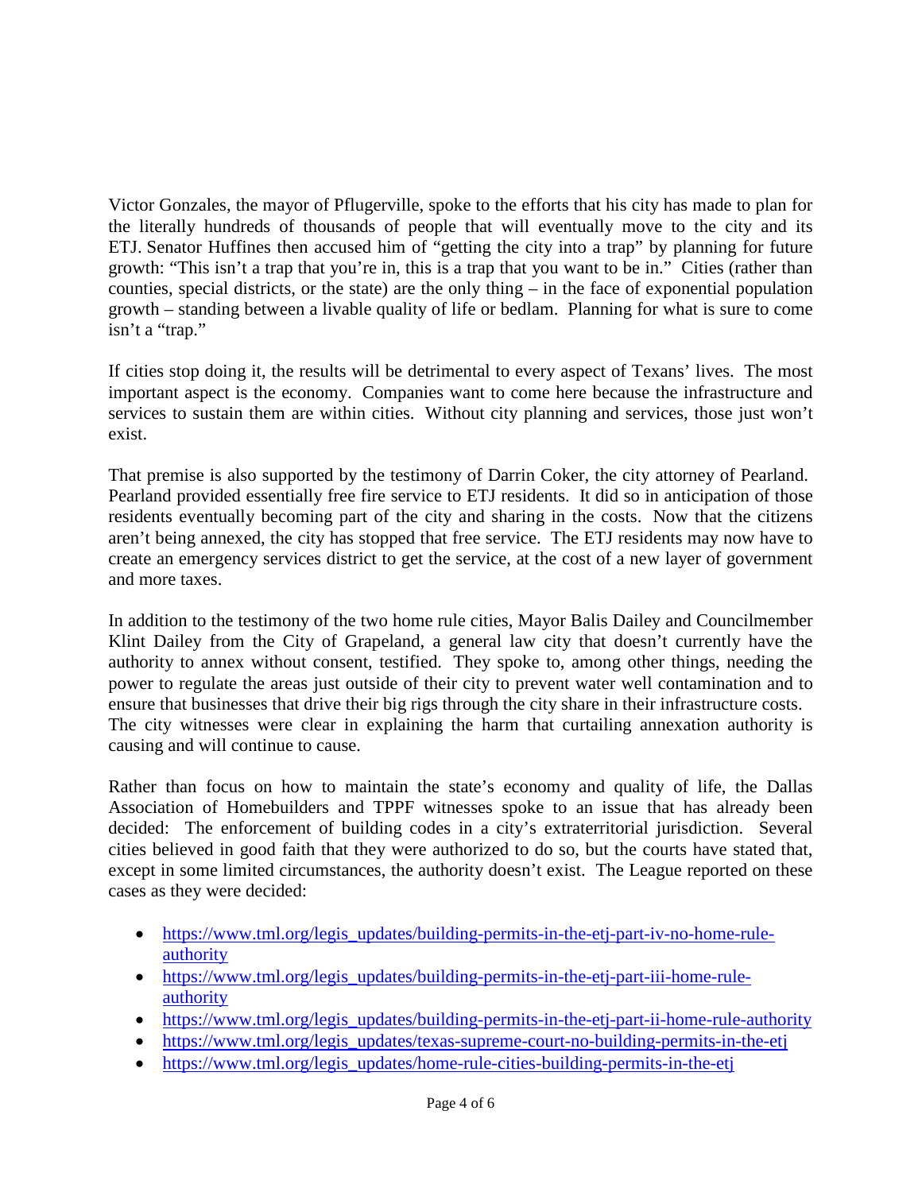Victor Gonzales, the mayor of Pflugerville, spoke to the efforts that his city has made to plan for the literally hundreds of thousands of people that will eventually move to the city and its ETJ. Senator Huffines then accused him of "getting the city into a trap" by planning for future growth: "This isn't a trap that you're in, this is a trap that you want to be in." Cities (rather than counties, special districts, or the state) are the only thing – in the face of exponential population growth – standing between a livable quality of life or bedlam. Planning for what is sure to come isn't a "trap."

If cities stop doing it, the results will be detrimental to every aspect of Texans' lives. The most important aspect is the economy. Companies want to come here because the infrastructure and services to sustain them are within cities. Without city planning and services, those just won't exist.

That premise is also supported by the testimony of Darrin Coker, the city attorney of Pearland. Pearland provided essentially free fire service to ETJ residents. It did so in anticipation of those residents eventually becoming part of the city and sharing in the costs. Now that the citizens aren't being annexed, the city has stopped that free service. The ETJ residents may now have to create an emergency services district to get the service, at the cost of a new layer of government and more taxes.

In addition to the testimony of the two home rule cities, Mayor Balis Dailey and Councilmember Klint Dailey from the City of Grapeland, a general law city that doesn't currently have the authority to annex without consent, testified. They spoke to, among other things, needing the power to regulate the areas just outside of their city to prevent water well contamination and to ensure that businesses that drive their big rigs through the city share in their infrastructure costs. The city witnesses were clear in explaining the harm that curtailing annexation authority is causing and will continue to cause.

Rather than focus on how to maintain the state's economy and quality of life, the Dallas Association of Homebuilders and TPPF witnesses spoke to an issue that has already been decided: The enforcement of building codes in a city's extraterritorial jurisdiction. Several cities believed in good faith that they were authorized to do so, but the courts have stated that, except in some limited circumstances, the authority doesn't exist. The League reported on these cases as they were decided:

- https://www.tml.org/legis_updates/building-permits-in-the-etj-part-iv-no-home-rule-authority
- https://www.tml.org/legis_updates/building-permits-in-the-etj-part-iii-home-rule-authority
- https://www.tml.org/legis_updates/building-permits-in-the-etj-part-ii-home-rule-authority
- https://www.tml.org/legis_updates/texas-supreme-court-no-building-permits-in-the-etj
- https://www.tml.org/legis_updates/home-rule-cities-building-permits-in-the-etj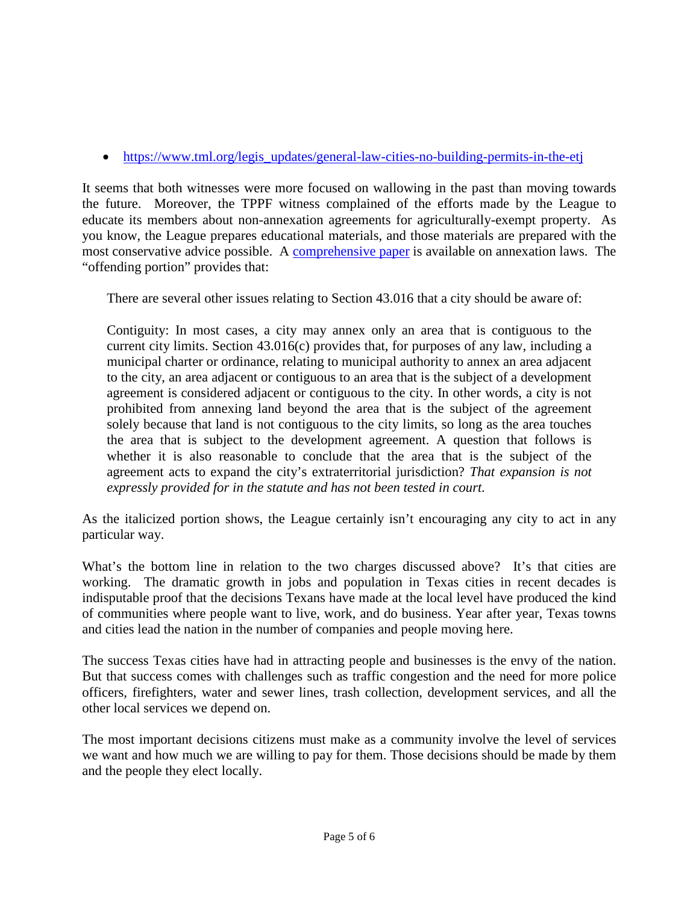- https://www.tml.org/legis_updates/general-law-cities-no-building-permits-in-the-etj

It seems that both witnesses were more focused on wallowing in the past than moving towards the future. Moreover, the TPPF witness complained of the efforts made by the League to educate its members about non-annexation agreements for agriculturally-exempt property. As you know, the League prepares educational materials, and those materials are prepared with the most conservative advice possible. A [comprehensive paper]() is available on annexation laws. The "offending portion" provides that:

> There are several other issues relating to Section 43.016 that a city should be aware of:
>
> Contiguity: In most cases, a city may annex only an area that is contiguous to the current city limits. Section 43.016(c) provides that, for purposes of any law, including a municipal charter or ordinance, relating to municipal authority to annex an area adjacent to the city, an area adjacent or contiguous to an area that is the subject of a development agreement is considered adjacent or contiguous to the city. In other words, a city is not prohibited from annexing land beyond the area that is the subject of the agreement solely because that land is not contiguous to the city limits, so long as the area touches the area that is subject to the development agreement. A question that follows is whether it is also reasonable to conclude that the area that is the subject of the agreement acts to expand the city's extraterritorial jurisdiction? *That expansion is not expressly provided for in the statute and has not been tested in court.*

As the italicized portion shows, the League certainly isn't encouraging any city to act in any particular way.

What's the bottom line in relation to the two charges discussed above? It's that cities are working. The dramatic growth in jobs and population in Texas cities in recent decades is indisputable proof that the decisions Texans have made at the local level have produced the kind of communities where people want to live, work, and do business. Year after year, Texas towns and cities lead the nation in the number of companies and people moving here.

The success Texas cities have had in attracting people and businesses is the envy of the nation. But that success comes with challenges such as traffic congestion and the need for more police officers, firefighters, water and sewer lines, trash collection, development services, and all the other local services we depend on.

The most important decisions citizens must make as a community involve the level of services we want and how much we are willing to pay for them. Those decisions should be made by them and the people they elect locally.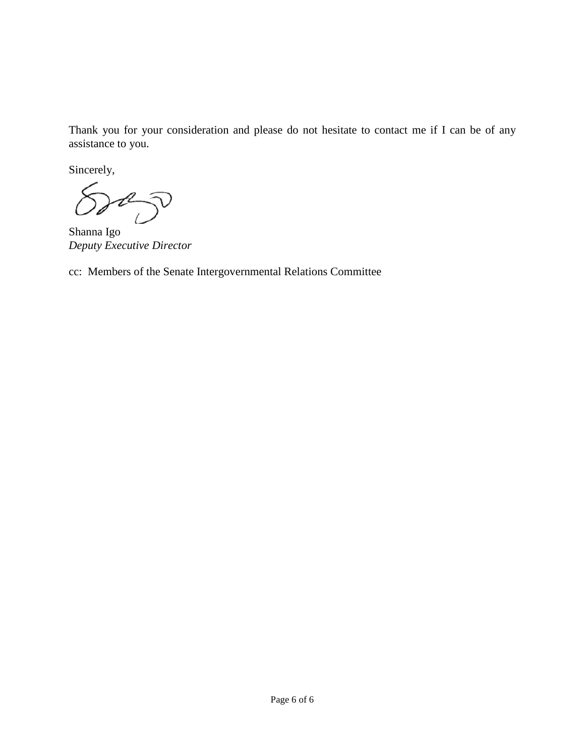Thank you for your consideration and please do not hesitate to contact me if I can be of any assistance to you.

Sincerely,

Shanna Igo
*Deputy Executive Director*

cc: Members of the Senate Intergovernmental Relations Committee